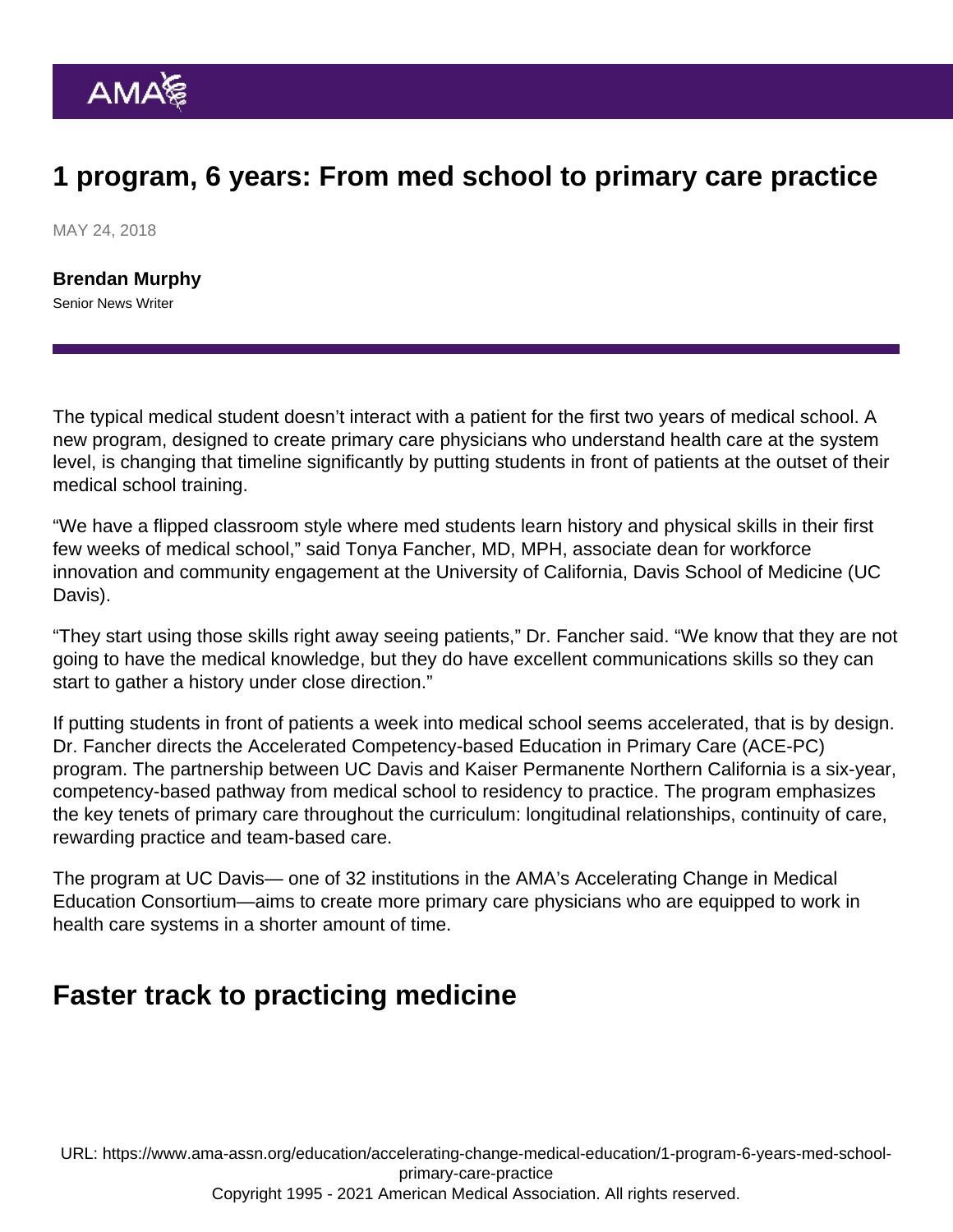# 1 program, 6 years: From med school to primary care practice

MAY 24, 2018

**Brendan Murphy**
Senior News Writer

The typical medical student doesn't interact with a patient for the first two years of medical school. A new program, designed to create primary care physicians who understand health care at the system level, is changing that timeline significantly by putting students in front of patients at the outset of their medical school training.

"We have a flipped classroom style where med students learn history and physical skills in their first few weeks of medical school," said Tonya Fancher, MD, MPH, associate dean for workforce innovation and community engagement at the University of California, Davis School of Medicine (UC Davis).

"They start using those skills right away seeing patients," Dr. Fancher said. "We know that they are not going to have the medical knowledge, but they do have excellent communications skills so they can start to gather a history under close direction."

If putting students in front of patients a week into medical school seems accelerated, that is by design. Dr. Fancher directs the Accelerated Competency-based Education in Primary Care (ACE-PC) program. The partnership between UC Davis and Kaiser Permanente Northern California is a six-year, competency-based pathway from medical school to residency to practice. The program emphasizes the key tenets of primary care throughout the curriculum: longitudinal relationships, continuity of care, rewarding practice and team-based care.

The program at UC Davis— one of 32 institutions in the AMA's Accelerating Change in Medical Education Consortium—aims to create more primary care physicians who are equipped to work in health care systems in a shorter amount of time.

## Faster track to practicing medicine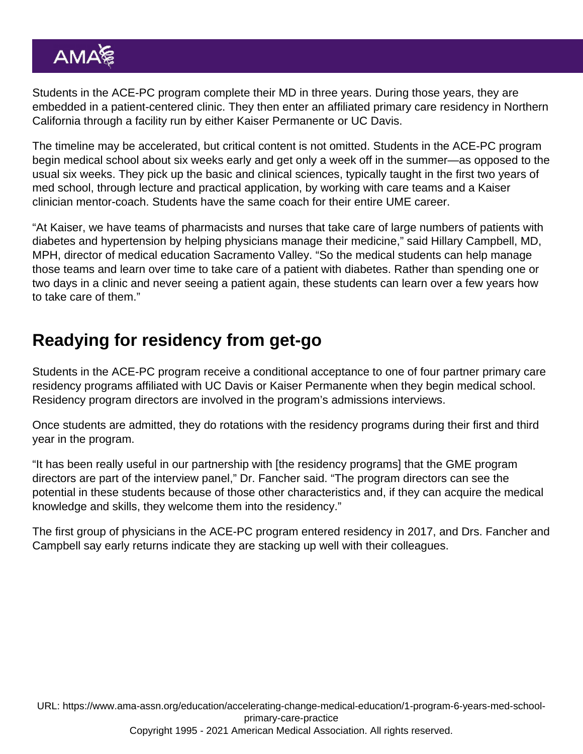Students in the ACE-PC program complete their MD in three years. During those years, they are embedded in a patient-centered clinic. They then enter an affiliated primary care residency in Northern California through a facility run by either Kaiser Permanente or UC Davis.

The timeline may be accelerated, but critical content is not omitted. Students in the ACE-PC program begin medical school about six weeks early and get only a week off in the summer—as opposed to the usual six weeks. They pick up the basic and clinical sciences, typically taught in the first two years of med school, through lecture and practical application, by working with care teams and a Kaiser clinician mentor-coach. Students have the same coach for their entire UME career.

"At Kaiser, we have teams of pharmacists and nurses that take care of large numbers of patients with diabetes and hypertension by helping physicians manage their medicine," said Hillary Campbell, MD, MPH, director of medical education Sacramento Valley. "So the medical students can help manage those teams and learn over time to take care of a patient with diabetes. Rather than spending one or two days in a clinic and never seeing a patient again, these students can learn over a few years how to take care of them."

## Readying for residency from get-go

Students in the ACE-PC program receive a conditional acceptance to one of four partner primary care residency programs affiliated with UC Davis or Kaiser Permanente when they begin medical school. Residency program directors are involved in the program's admissions interviews.

Once students are admitted, they do rotations with the residency programs during their first and third year in the program.

"It has been really useful in our partnership with [the residency programs] that the GME program directors are part of the interview panel," Dr. Fancher said. "The program directors can see the potential in these students because of those other characteristics and, if they can acquire the medical knowledge and skills, they welcome them into the residency."

The first group of physicians in the ACE-PC program entered residency in 2017, and Drs. Fancher and Campbell say early returns indicate they are stacking up well with their colleagues.